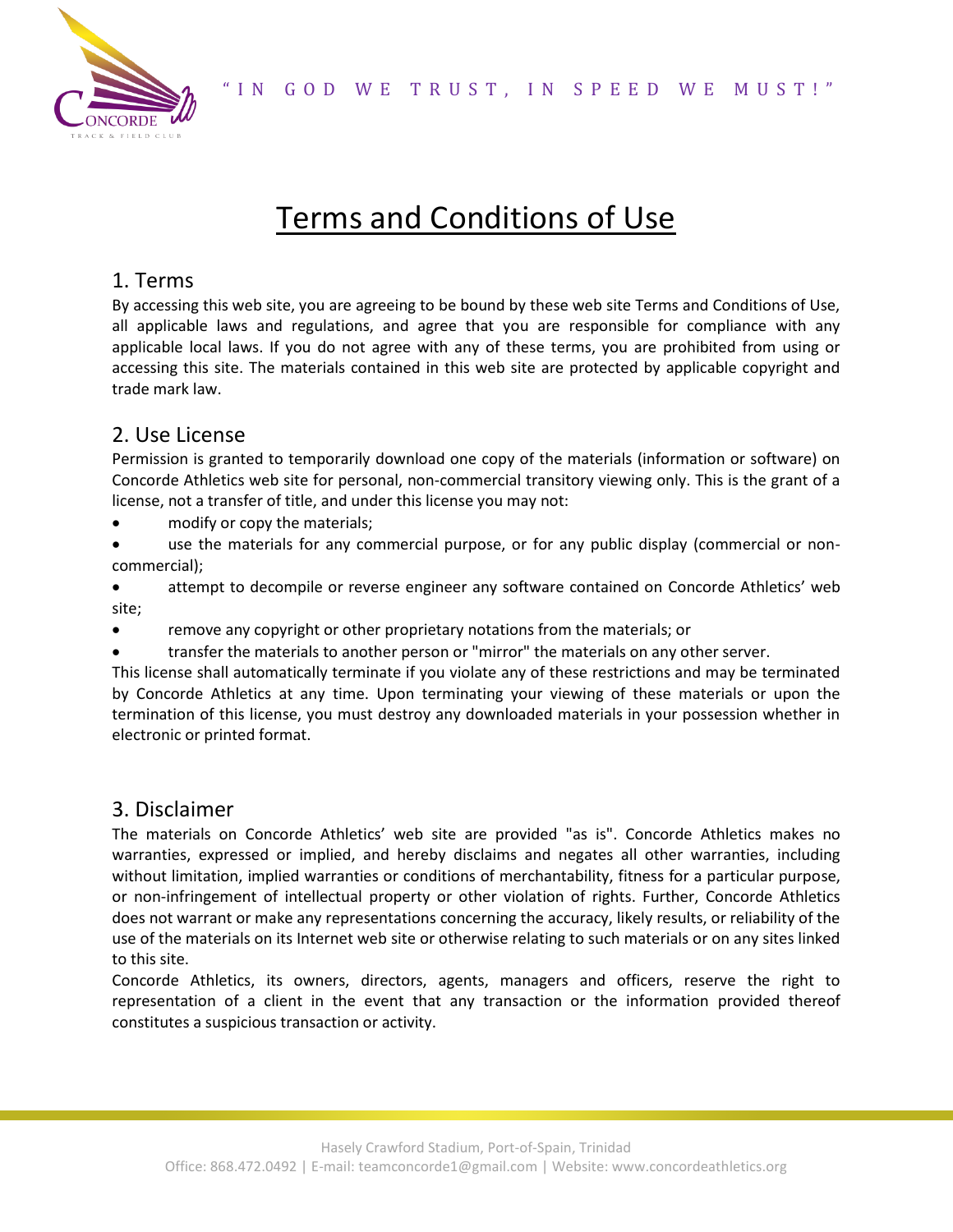# Terms and Conditions of Use

## 1. Terms

By accessing this web site, you are agreeing to be bound by these web site Terms and Conditions of Use, all applicable laws and regulations, and agree that you are responsible for compliance with any applicable local laws. If you do not agree with any of these terms, you are prohibited from using or accessing this site. The materials contained in this web site are protected by applicable copyright and trade mark law.

## 2. Use License

Permission is granted to temporarily download one copy of the materials (information or software) on Concorde Athletics web site for personal, non-commercial transitory viewing only. This is the grant of a license, not a transfer of title, and under this license you may not:

- modify or copy the materials;
- use the materials for any commercial purpose, or for any public display (commercial or non-commercial);
- attempt to decompile or reverse engineer any software contained on Concorde Athletics' web site;
- remove any copyright or other proprietary notations from the materials; or
- transfer the materials to another person or "mirror" the materials on any other server.

This license shall automatically terminate if you violate any of these restrictions and may be terminated by Concorde Athletics at any time. Upon terminating your viewing of these materials or upon the termination of this license, you must destroy any downloaded materials in your possession whether in electronic or printed format.

## 3. Disclaimer

The materials on Concorde Athletics' web site are provided "as is". Concorde Athletics makes no warranties, expressed or implied, and hereby disclaims and negates all other warranties, including without limitation, implied warranties or conditions of merchantability, fitness for a particular purpose, or non-infringement of intellectual property or other violation of rights. Further, Concorde Athletics does not warrant or make any representations concerning the accuracy, likely results, or reliability of the use of the materials on its Internet web site or otherwise relating to such materials or on any sites linked to this site.

Concorde Athletics, its owners, directors, agents, managers and officers, reserve the right to representation of a client in the event that any transaction or the information provided thereof constitutes a suspicious transaction or activity.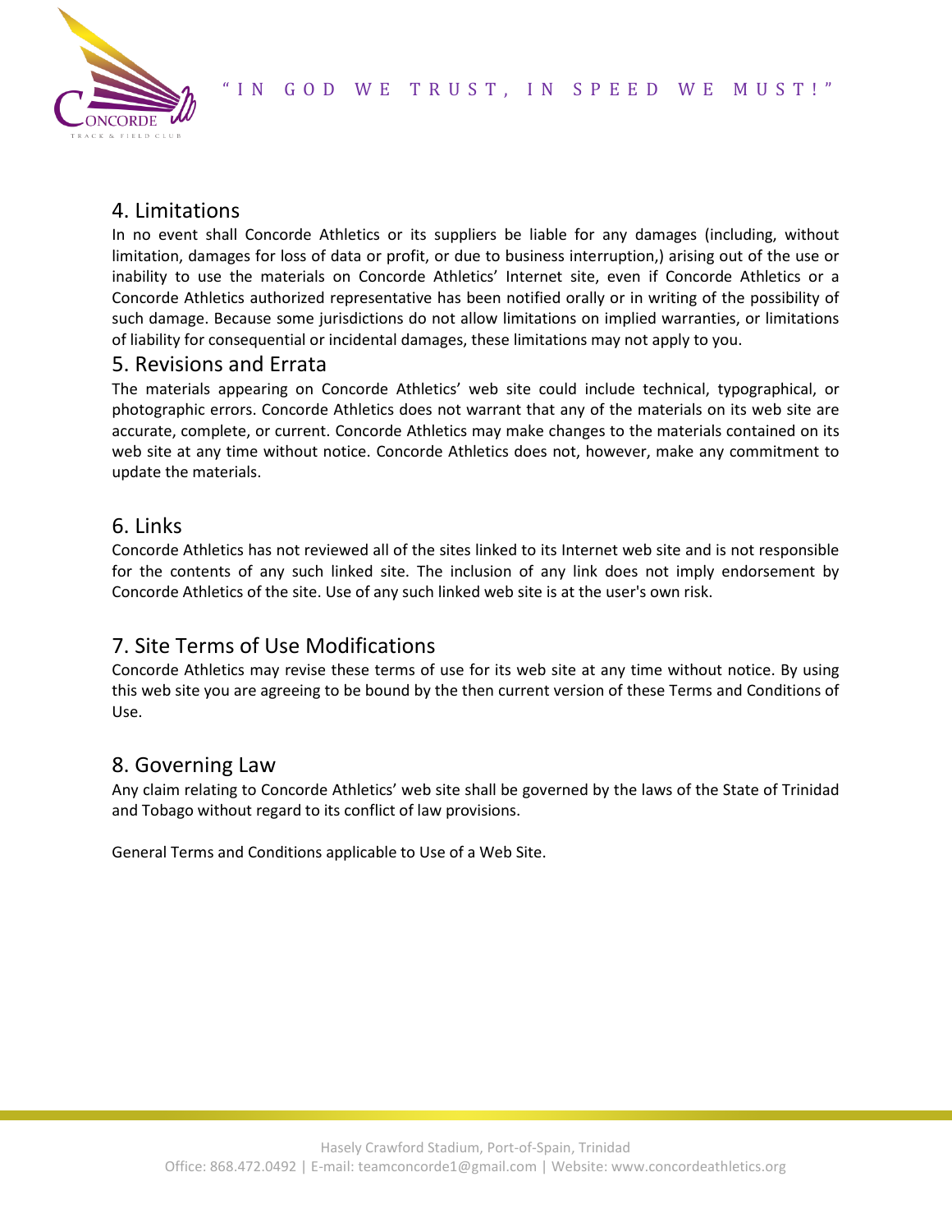## 4. Limitations

In no event shall Concorde Athletics or its suppliers be liable for any damages (including, without limitation, damages for loss of data or profit, or due to business interruption,) arising out of the use or inability to use the materials on Concorde Athletics' Internet site, even if Concorde Athletics or a Concorde Athletics authorized representative has been notified orally or in writing of the possibility of such damage. Because some jurisdictions do not allow limitations on implied warranties, or limitations of liability for consequential or incidental damages, these limitations may not apply to you.

## 5. Revisions and Errata

The materials appearing on Concorde Athletics' web site could include technical, typographical, or photographic errors. Concorde Athletics does not warrant that any of the materials on its web site are accurate, complete, or current. Concorde Athletics may make changes to the materials contained on its web site at any time without notice. Concorde Athletics does not, however, make any commitment to update the materials.

## 6. Links

Concorde Athletics has not reviewed all of the sites linked to its Internet web site and is not responsible for the contents of any such linked site. The inclusion of any link does not imply endorsement by Concorde Athletics of the site. Use of any such linked web site is at the user's own risk.

## 7. Site Terms of Use Modifications

Concorde Athletics may revise these terms of use for its web site at any time without notice. By using this web site you are agreeing to be bound by the then current version of these Terms and Conditions of Use.

## 8. Governing Law

Any claim relating to Concorde Athletics' web site shall be governed by the laws of the State of Trinidad and Tobago without regard to its conflict of law provisions.

General Terms and Conditions applicable to Use of a Web Site.